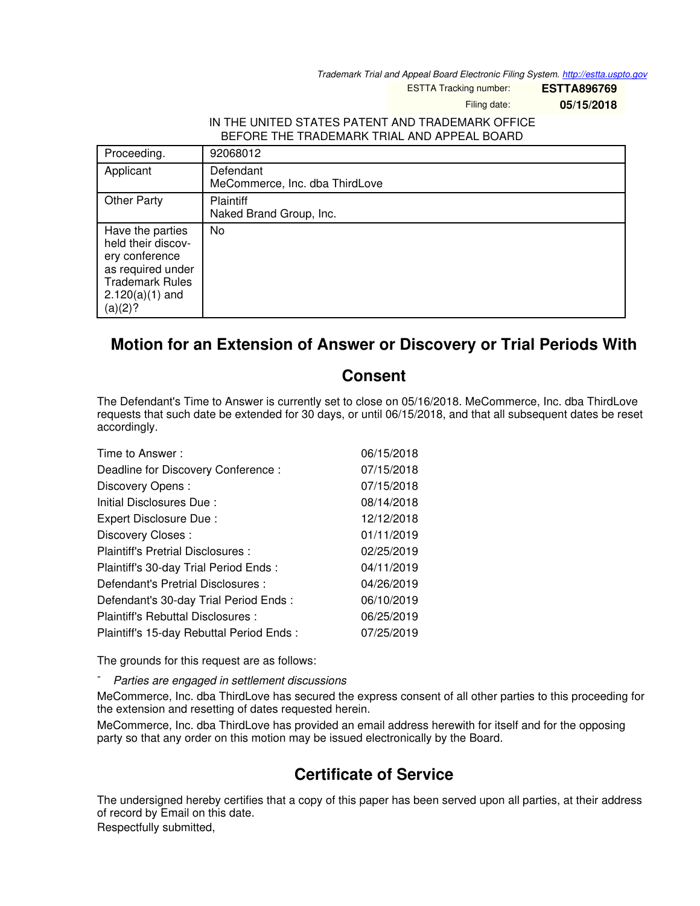Trademark Trial and Appeal Board Electronic Filing System. http://estta.uspto.gov

ESTTA Tracking number: **ESTTA896769**

Filing date: **05/15/2018**

IN THE UNITED STATES PATENT AND TRADEMARK OFFICE
BEFORE THE TRADEMARK TRIAL AND APPEAL BOARD

| Proceeding. | 92068012 |
|---|---|
| Applicant | Defendant<br>MeCommerce, Inc. dba ThirdLove |
| Other Party | Plaintiff<br>Naked Brand Group, Inc. |
| Have the parties held their discovery conference as required under Trademark Rules 2.120(a)(1) and (a)(2)? | No |

# Motion for an Extension of Answer or Discovery or Trial Periods With Consent

The Defendant's Time to Answer is currently set to close on 05/16/2018. MeCommerce, Inc. dba ThirdLove requests that such date be extended for 30 days, or until 06/15/2018, and that all subsequent dates be reset accordingly.

| | |
|---|---|
| Time to Answer : | 06/15/2018 |
| Deadline for Discovery Conference : | 07/15/2018 |
| Discovery Opens : | 07/15/2018 |
| Initial Disclosures Due : | 08/14/2018 |
| Expert Disclosure Due : | 12/12/2018 |
| Discovery Closes : | 01/11/2019 |
| Plaintiff's Pretrial Disclosures : | 02/25/2019 |
| Plaintiff's 30-day Trial Period Ends : | 04/11/2019 |
| Defendant's Pretrial Disclosures : | 04/26/2019 |
| Defendant's 30-day Trial Period Ends : | 06/10/2019 |
| Plaintiff's Rebuttal Disclosures : | 06/25/2019 |
| Plaintiff's 15-day Rebuttal Period Ends : | 07/25/2019 |

The grounds for this request are as follows:

- *Parties are engaged in settlement discussions*

MeCommerce, Inc. dba ThirdLove has secured the express consent of all other parties to this proceeding for the extension and resetting of dates requested herein.

MeCommerce, Inc. dba ThirdLove has provided an email address herewith for itself and for the opposing party so that any order on this motion may be issued electronically by the Board.

## Certificate of Service

The undersigned hereby certifies that a copy of this paper has been served upon all parties, at their address of record by Email on this date.

Respectfully submitted,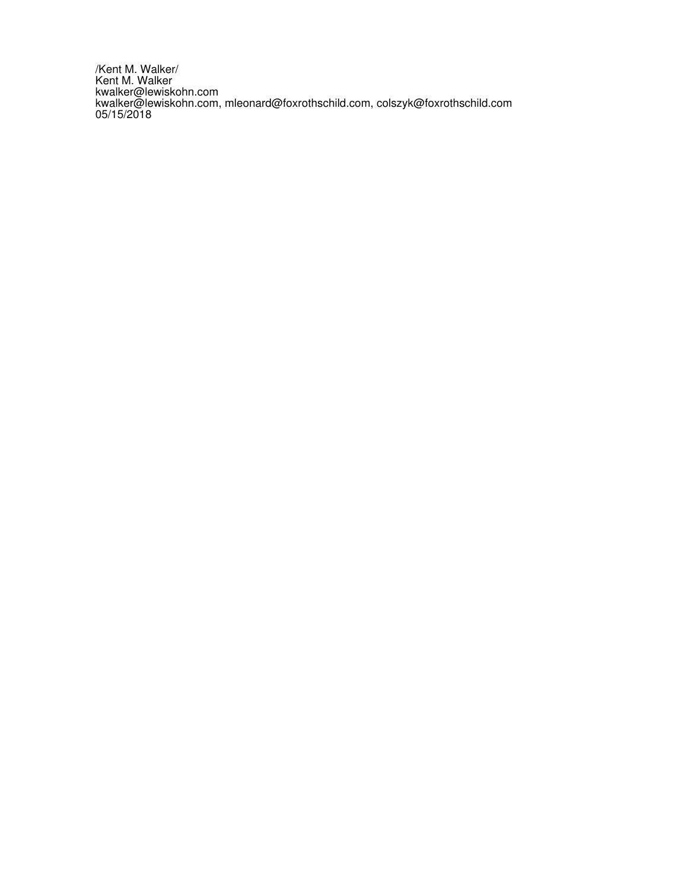/Kent M. Walker/
Kent M. Walker
kwalker@lewiskohn.com
kwalker@lewiskohn.com, mleonard@foxrothschild.com, colszyk@foxrothschild.com
05/15/2018